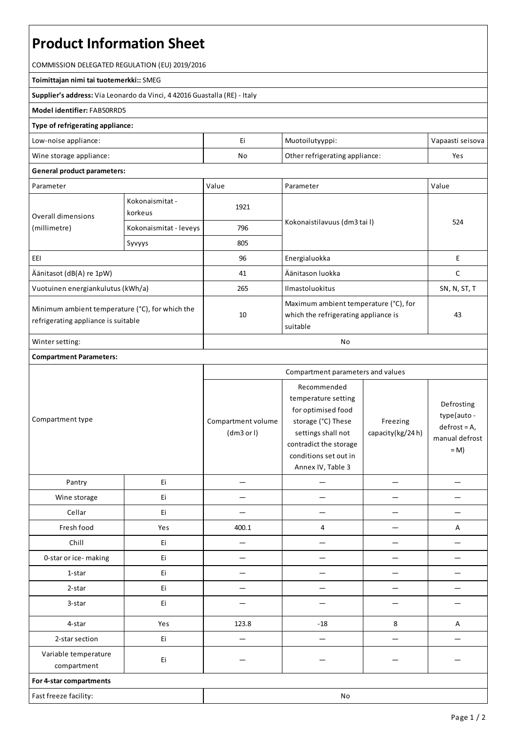# Product Information Sheet

COMMISSION DELEGATED REGULATION (EU) 2019/2016

**Toimittajan nimi tai tuotemerkki::** SMEG

**Supplier's address:** Via Leonardo da Vinci, 4 42016 Guastalla (RE) - Italy

**Model identifier:** FAB50RRD5

**Type of refrigerating appliance:**

| | | | |
|---|---|---|---|
| Low-noise appliance: | Ei | Muotoilutyyppi: | Vapaasti seisova |
| Wine storage appliance: | No | Other refrigerating appliance: | Yes |

**General product parameters:**

| Parameter | | Value | Parameter | Value |
|---|---|---|---|---|
| Overall dimensions (millimetre) | Kokonaismitat - korkeus | 1921 | Kokonaistilavuus (dm3 tai l) | 524 |
| | Kokonaismitat - leveys | 796 | | |
| | Syvyys | 805 | | |
| EEI | | 96 | Energialuokka | E |
| Äänitasot (dB(A) re 1pW) | | 41 | Äänitason luokka | C |
| Vuotuinen energiankulutus (kWh/a) | | 265 | Ilmastoluokitus | SN, N, ST, T |
| Minimum ambient temperature (°C), for which the refrigerating appliance is suitable | | 10 | Maximum ambient temperature (°C), for which the refrigerating appliance is suitable | 43 |
| Winter setting: | | No | | |

**Compartment Parameters:**

| Compartment type | | Compartment volume (dm3 or l) | Recommended temperature setting for optimised food storage (°C) These settings shall not contradict the storage conditions set out in Annex IV, Table 3 | Freezing capacity(kg/24 h) | Defrosting type(auto - defrost = A, manual defrost = M) |
|---|---|---|---|---|---|
| Pantry | Ei | — | — | — | — |
| Wine storage | Ei | — | — | — | — |
| Cellar | Ei | — | — | — | — |
| Fresh food | Yes | 400.1 | 4 | — | A |
| Chill | Ei | — | — | — | — |
| 0-star or ice- making | Ei | — | — | — | — |
| 1-star | Ei | — | — | — | — |
| 2-star | Ei | — | — | — | — |
| 3-star | Ei | — | — | — | — |
| 4-star | Yes | 123.8 | -18 | 8 | A |
| 2-star section | Ei | — | — | — | — |
| Variable temperature compartment | Ei | — | — | — | — |

**For 4-star compartments**

| | |
|---|---|
| Fast freeze facility: | No |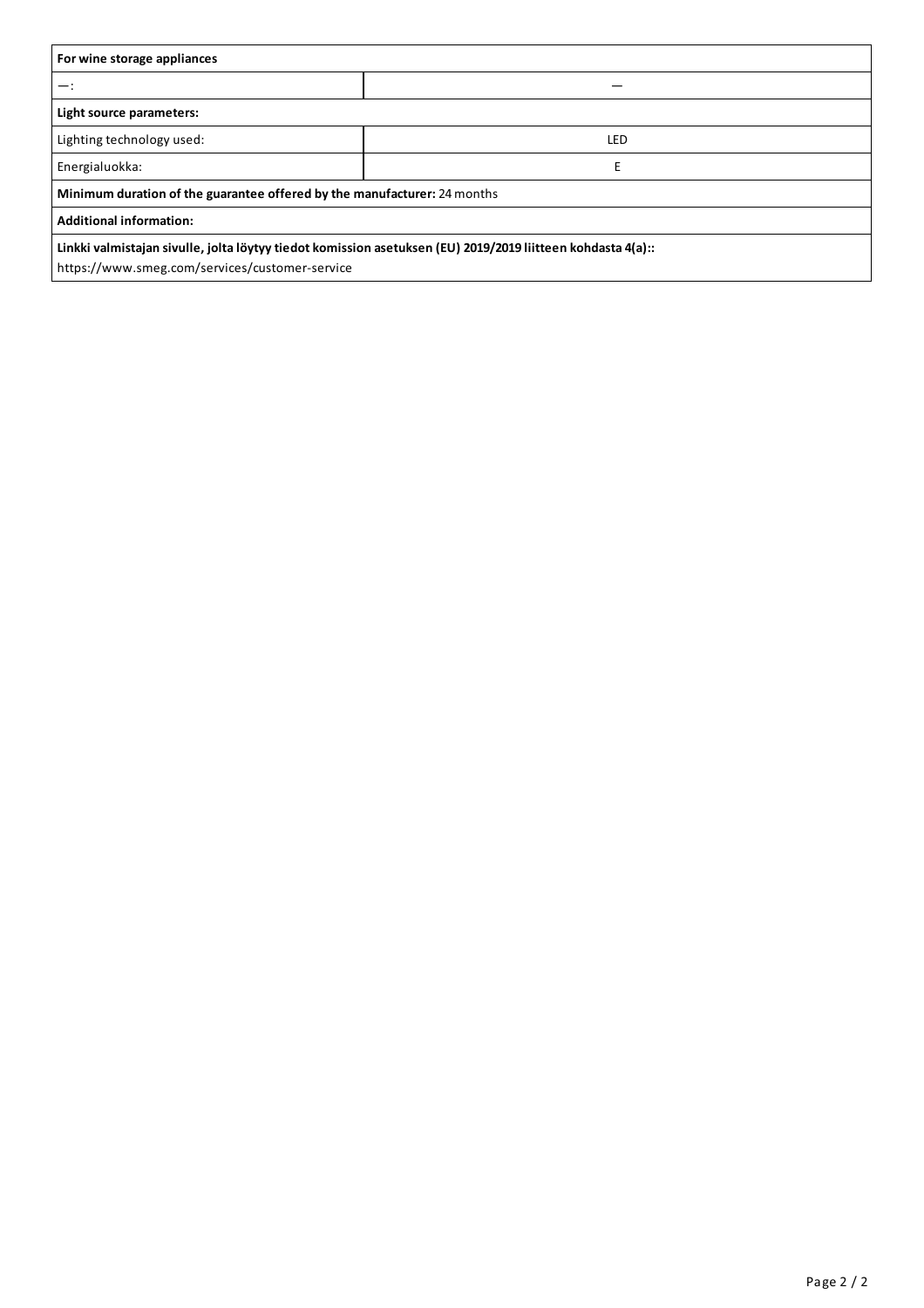| | |
|---|---|
| **For wine storage appliances** | |
| —: | — |
| **Light source parameters:** | |
| Lighting technology used: | LED |
| Energialuokka: | E |
| **Minimum duration of the guarantee offered by the manufacturer:** 24 months | |
| **Additional information:** | |
| **Linkki valmistajan sivulle, jolta löytyy tiedot komission asetuksen (EU) 2019/2019 liitteen kohdasta 4(a)::** https://www.smeg.com/services/customer-service | |